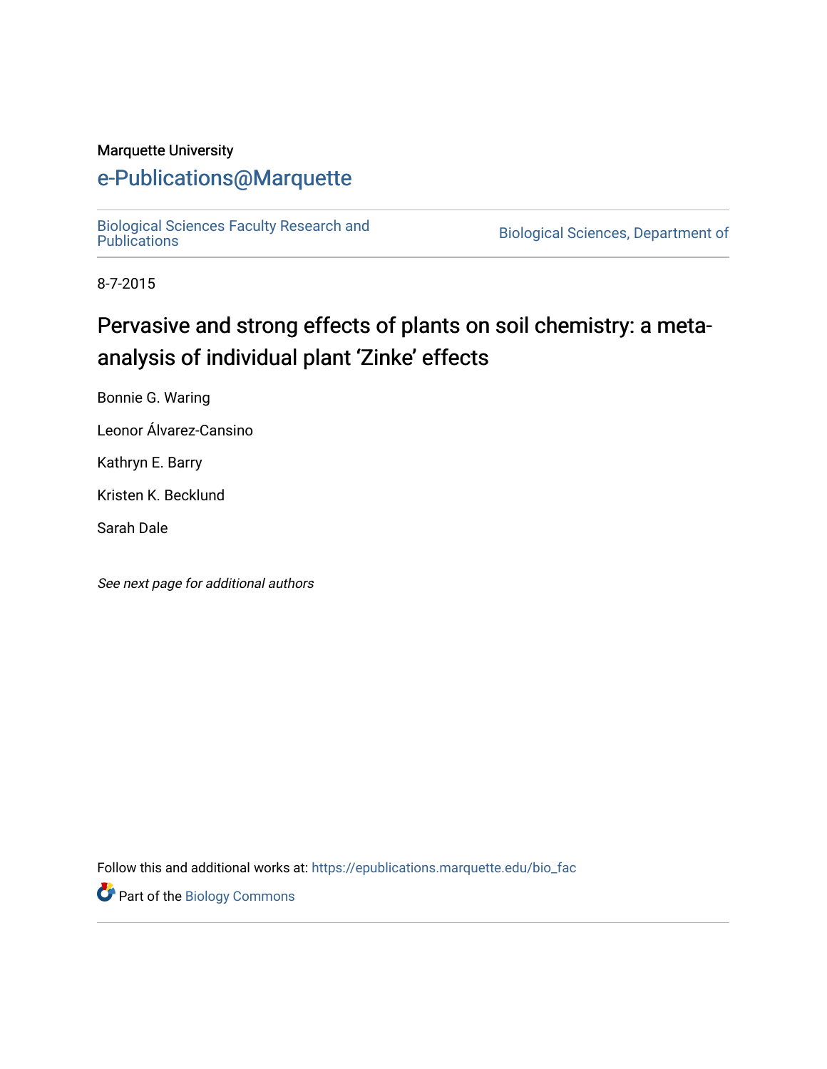Marquette University

# e-Publications@Marquette

Biological Sciences Faculty Research and Publications | Biological Sciences, Department of

8-7-2015

# Pervasive and strong effects of plants on soil chemistry: a meta-analysis of individual plant 'Zinke' effects

Bonnie G. Waring

Leonor Álvarez-Cansino

Kathryn E. Barry

Kristen K. Becklund

Sarah Dale

*See next page for additional authors*

Follow this and additional works at: https://epublications.marquette.edu/bio_fac

Part of the Biology Commons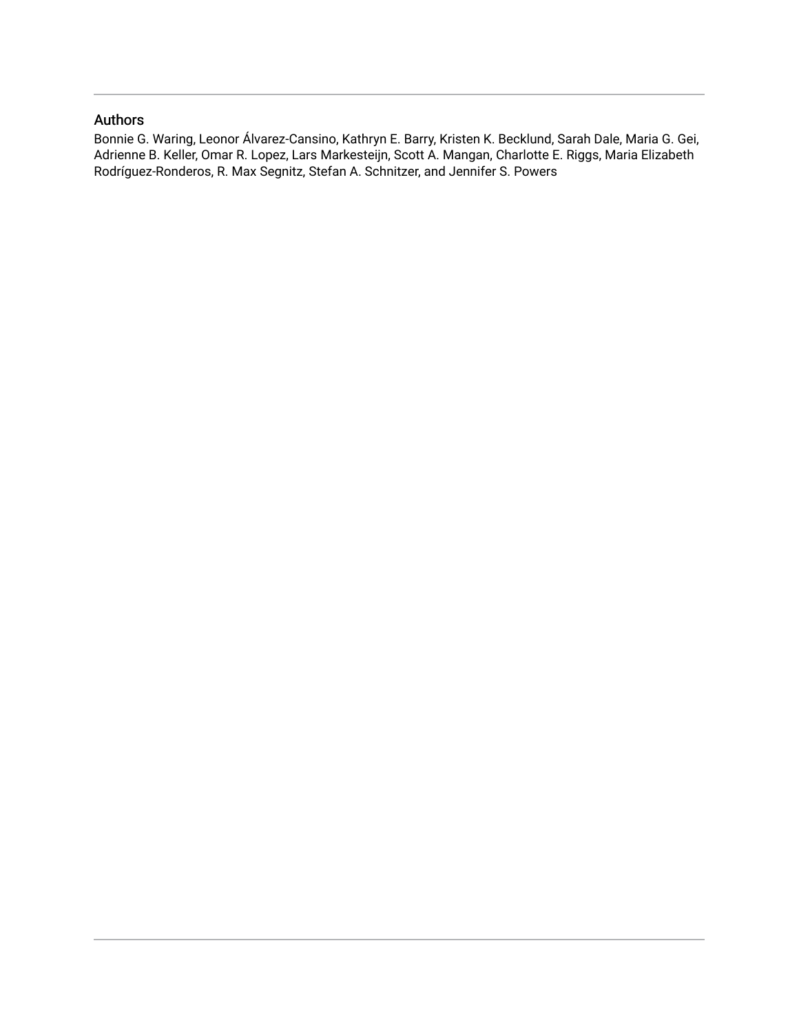## Authors

Bonnie G. Waring, Leonor Álvarez-Cansino, Kathryn E. Barry, Kristen K. Becklund, Sarah Dale, Maria G. Gei, Adrienne B. Keller, Omar R. Lopez, Lars Markesteijn, Scott A. Mangan, Charlotte E. Riggs, Maria Elizabeth Rodríguez-Ronderos, R. Max Segnitz, Stefan A. Schnitzer, and Jennifer S. Powers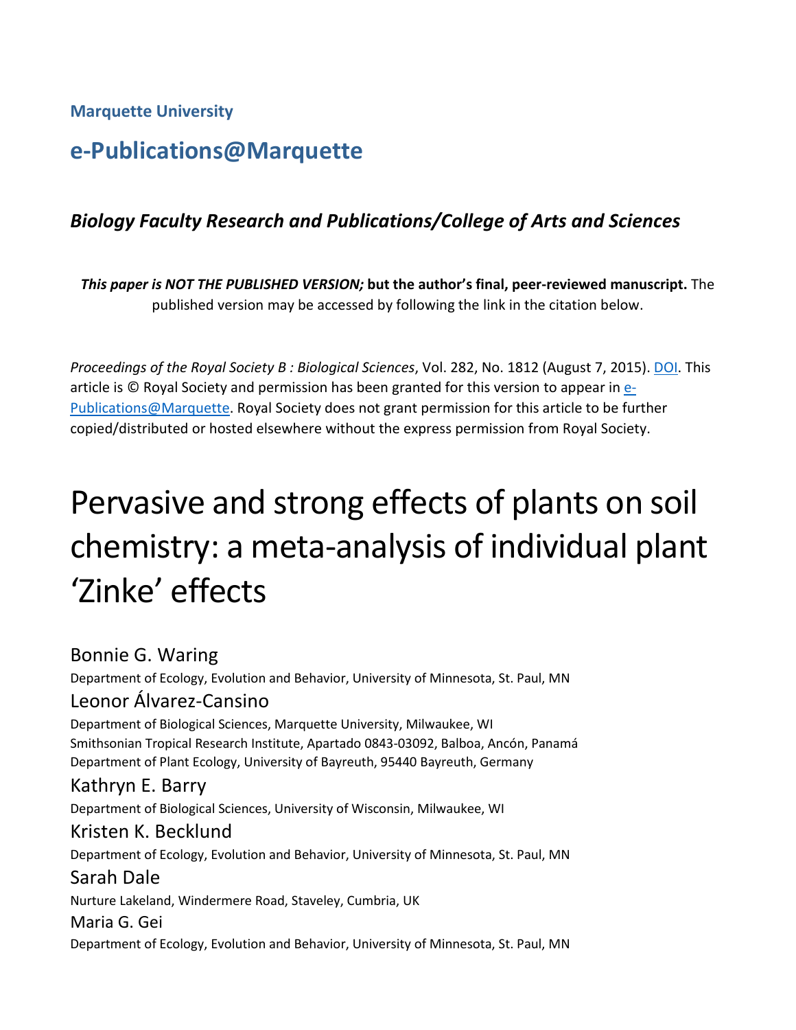Marquette University

# e-Publications@Marquette

### *Biology Faculty Research and Publications/College of Arts and Sciences*

***This paper is NOT THE PUBLISHED VERSION;* but the author's final, peer-reviewed manuscript.** The published version may be accessed by following the link in the citation below.

*Proceedings of the Royal Society B : Biological Sciences*, Vol. 282, No. 1812 (August 7, 2015). DOI. This article is © Royal Society and permission has been granted for this version to appear in e-Publications@Marquette. Royal Society does not grant permission for this article to be further copied/distributed or hosted elsewhere without the express permission from Royal Society.

# Pervasive and strong effects of plants on soil chemistry: a meta-analysis of individual plant 'Zinke' effects

Bonnie G. Waring
Department of Ecology, Evolution and Behavior, University of Minnesota, St. Paul, MN

Leonor Álvarez-Cansino
Department of Biological Sciences, Marquette University, Milwaukee, WI
Smithsonian Tropical Research Institute, Apartado 0843-03092, Balboa, Ancón, Panamá
Department of Plant Ecology, University of Bayreuth, 95440 Bayreuth, Germany

Kathryn E. Barry
Department of Biological Sciences, University of Wisconsin, Milwaukee, WI

Kristen K. Becklund
Department of Ecology, Evolution and Behavior, University of Minnesota, St. Paul, MN

Sarah Dale
Nurture Lakeland, Windermere Road, Staveley, Cumbria, UK

Maria G. Gei
Department of Ecology, Evolution and Behavior, University of Minnesota, St. Paul, MN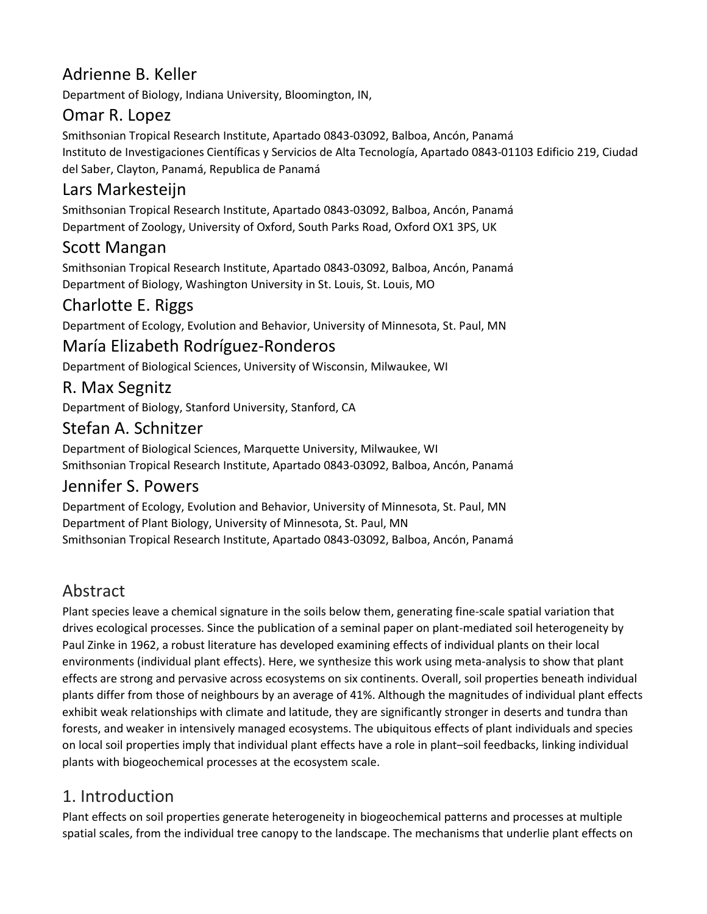## Adrienne B. Keller

Department of Biology, Indiana University, Bloomington, IN,

## Omar R. Lopez

Smithsonian Tropical Research Institute, Apartado 0843-03092, Balboa, Ancón, Panamá
Instituto de Investigaciones Científicas y Servicios de Alta Tecnología, Apartado 0843-01103 Edificio 219, Ciudad del Saber, Clayton, Panamá, Republica de Panamá

## Lars Markesteijn

Smithsonian Tropical Research Institute, Apartado 0843-03092, Balboa, Ancón, Panamá
Department of Zoology, University of Oxford, South Parks Road, Oxford OX1 3PS, UK

## Scott Mangan

Smithsonian Tropical Research Institute, Apartado 0843-03092, Balboa, Ancón, Panamá
Department of Biology, Washington University in St. Louis, St. Louis, MO

## Charlotte E. Riggs

Department of Ecology, Evolution and Behavior, University of Minnesota, St. Paul, MN

## María Elizabeth Rodríguez-Ronderos

Department of Biological Sciences, University of Wisconsin, Milwaukee, WI

## R. Max Segnitz

Department of Biology, Stanford University, Stanford, CA

## Stefan A. Schnitzer

Department of Biological Sciences, Marquette University, Milwaukee, WI
Smithsonian Tropical Research Institute, Apartado 0843-03092, Balboa, Ancón, Panamá

## Jennifer S. Powers

Department of Ecology, Evolution and Behavior, University of Minnesota, St. Paul, MN
Department of Plant Biology, University of Minnesota, St. Paul, MN
Smithsonian Tropical Research Institute, Apartado 0843-03092, Balboa, Ancón, Panamá

# Abstract

Plant species leave a chemical signature in the soils below them, generating fine-scale spatial variation that drives ecological processes. Since the publication of a seminal paper on plant-mediated soil heterogeneity by Paul Zinke in 1962, a robust literature has developed examining effects of individual plants on their local environments (individual plant effects). Here, we synthesize this work using meta-analysis to show that plant effects are strong and pervasive across ecosystems on six continents. Overall, soil properties beneath individual plants differ from those of neighbours by an average of 41%. Although the magnitudes of individual plant effects exhibit weak relationships with climate and latitude, they are significantly stronger in deserts and tundra than forests, and weaker in intensively managed ecosystems. The ubiquitous effects of plant individuals and species on local soil properties imply that individual plant effects have a role in plant–soil feedbacks, linking individual plants with biogeochemical processes at the ecosystem scale.

# 1. Introduction

Plant effects on soil properties generate heterogeneity in biogeochemical patterns and processes at multiple spatial scales, from the individual tree canopy to the landscape. The mechanisms that underlie plant effects on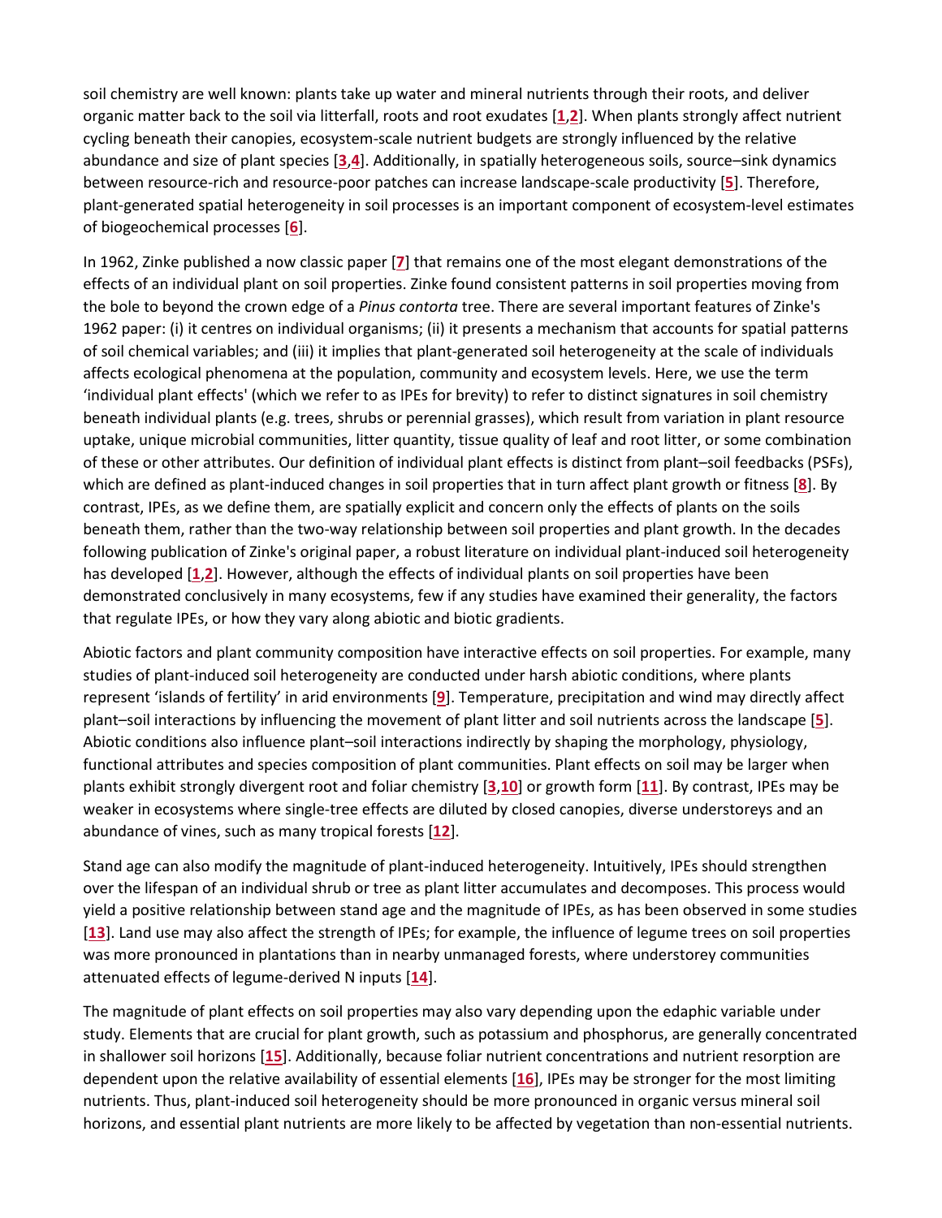soil chemistry are well known: plants take up water and mineral nutrients through their roots, and deliver organic matter back to the soil via litterfall, roots and root exudates [1,2]. When plants strongly affect nutrient cycling beneath their canopies, ecosystem-scale nutrient budgets are strongly influenced by the relative abundance and size of plant species [3,4]. Additionally, in spatially heterogeneous soils, source–sink dynamics between resource-rich and resource-poor patches can increase landscape-scale productivity [5]. Therefore, plant-generated spatial heterogeneity in soil processes is an important component of ecosystem-level estimates of biogeochemical processes [6].

In 1962, Zinke published a now classic paper [7] that remains one of the most elegant demonstrations of the effects of an individual plant on soil properties. Zinke found consistent patterns in soil properties moving from the bole to beyond the crown edge of a *Pinus contorta* tree. There are several important features of Zinke's 1962 paper: (i) it centres on individual organisms; (ii) it presents a mechanism that accounts for spatial patterns of soil chemical variables; and (iii) it implies that plant-generated soil heterogeneity at the scale of individuals affects ecological phenomena at the population, community and ecosystem levels. Here, we use the term 'individual plant effects' (which we refer to as IPEs for brevity) to refer to distinct signatures in soil chemistry beneath individual plants (e.g. trees, shrubs or perennial grasses), which result from variation in plant resource uptake, unique microbial communities, litter quantity, tissue quality of leaf and root litter, or some combination of these or other attributes. Our definition of individual plant effects is distinct from plant–soil feedbacks (PSFs), which are defined as plant-induced changes in soil properties that in turn affect plant growth or fitness [8]. By contrast, IPEs, as we define them, are spatially explicit and concern only the effects of plants on the soils beneath them, rather than the two-way relationship between soil properties and plant growth. In the decades following publication of Zinke's original paper, a robust literature on individual plant-induced soil heterogeneity has developed [1,2]. However, although the effects of individual plants on soil properties have been demonstrated conclusively in many ecosystems, few if any studies have examined their generality, the factors that regulate IPEs, or how they vary along abiotic and biotic gradients.

Abiotic factors and plant community composition have interactive effects on soil properties. For example, many studies of plant-induced soil heterogeneity are conducted under harsh abiotic conditions, where plants represent 'islands of fertility' in arid environments [9]. Temperature, precipitation and wind may directly affect plant–soil interactions by influencing the movement of plant litter and soil nutrients across the landscape [5]. Abiotic conditions also influence plant–soil interactions indirectly by shaping the morphology, physiology, functional attributes and species composition of plant communities. Plant effects on soil may be larger when plants exhibit strongly divergent root and foliar chemistry [3,10] or growth form [11]. By contrast, IPEs may be weaker in ecosystems where single-tree effects are diluted by closed canopies, diverse understoreys and an abundance of vines, such as many tropical forests [12].

Stand age can also modify the magnitude of plant-induced heterogeneity. Intuitively, IPEs should strengthen over the lifespan of an individual shrub or tree as plant litter accumulates and decomposes. This process would yield a positive relationship between stand age and the magnitude of IPEs, as has been observed in some studies [13]. Land use may also affect the strength of IPEs; for example, the influence of legume trees on soil properties was more pronounced in plantations than in nearby unmanaged forests, where understorey communities attenuated effects of legume-derived N inputs [14].

The magnitude of plant effects on soil properties may also vary depending upon the edaphic variable under study. Elements that are crucial for plant growth, such as potassium and phosphorus, are generally concentrated in shallower soil horizons [15]. Additionally, because foliar nutrient concentrations and nutrient resorption are dependent upon the relative availability of essential elements [16], IPEs may be stronger for the most limiting nutrients. Thus, plant-induced soil heterogeneity should be more pronounced in organic versus mineral soil horizons, and essential plant nutrients are more likely to be affected by vegetation than non-essential nutrients.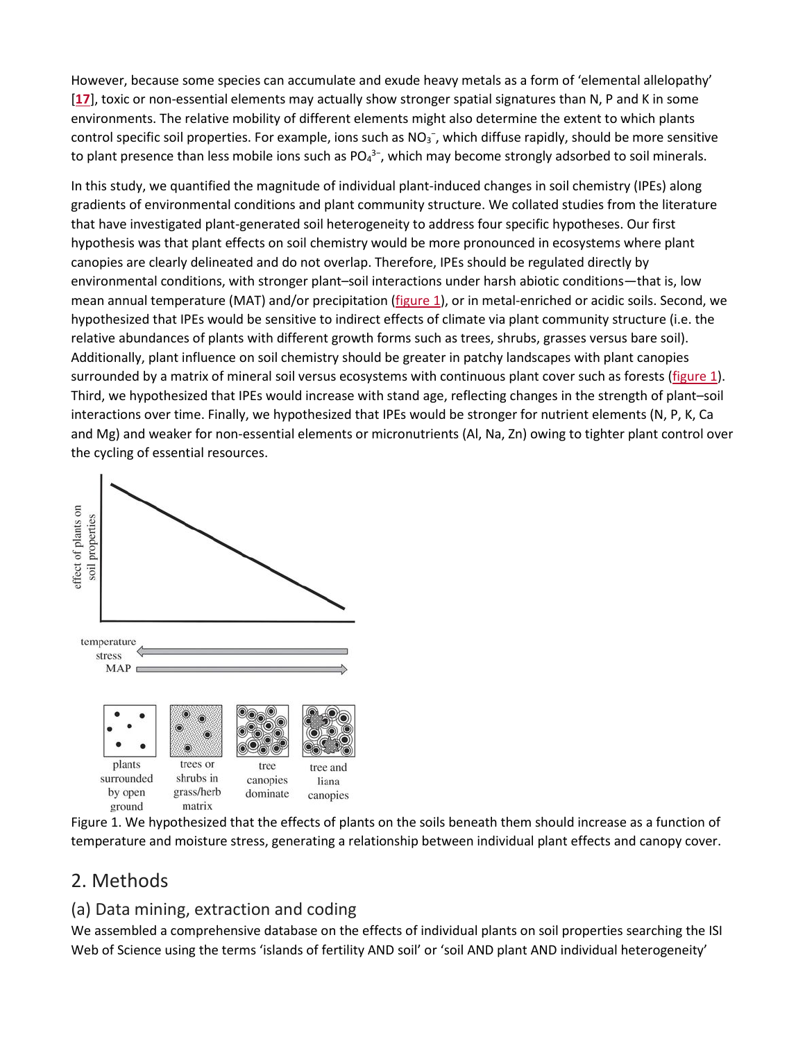However, because some species can accumulate and exude heavy metals as a form of 'elemental allelopathy' [17], toxic or non-essential elements may actually show stronger spatial signatures than N, P and K in some environments. The relative mobility of different elements might also determine the extent to which plants control specific soil properties. For example, ions such as $NO_3^-$, which diffuse rapidly, should be more sensitive to plant presence than less mobile ions such as $PO_4^{3-}$, which may become strongly adsorbed to soil minerals.

In this study, we quantified the magnitude of individual plant-induced changes in soil chemistry (IPEs) along gradients of environmental conditions and plant community structure. We collated studies from the literature that have investigated plant-generated soil heterogeneity to address four specific hypotheses. Our first hypothesis was that plant effects on soil chemistry would be more pronounced in ecosystems where plant canopies are clearly delineated and do not overlap. Therefore, IPEs should be regulated directly by environmental conditions, with stronger plant–soil interactions under harsh abiotic conditions—that is, low mean annual temperature (MAT) and/or precipitation (figure 1), or in metal-enriched or acidic soils. Second, we hypothesized that IPEs would be sensitive to indirect effects of climate via plant community structure (i.e. the relative abundances of plants with different growth forms such as trees, shrubs, grasses versus bare soil). Additionally, plant influence on soil chemistry should be greater in patchy landscapes with plant canopies surrounded by a matrix of mineral soil versus ecosystems with continuous plant cover such as forests (figure 1). Third, we hypothesized that IPEs would increase with stand age, reflecting changes in the strength of plant–soil interactions over time. Finally, we hypothesized that IPEs would be stronger for nutrient elements (N, P, K, Ca and Mg) and weaker for non-essential elements or micronutrients (Al, Na, Zn) owing to tighter plant control over the cycling of essential resources.

Figure 1. We hypothesized that the effects of plants on the soils beneath them should increase as a function of temperature and moisture stress, generating a relationship between individual plant effects and canopy cover.

## 2. Methods

### (a) Data mining, extraction and coding

We assembled a comprehensive database on the effects of individual plants on soil properties searching the ISI Web of Science using the terms 'islands of fertility AND soil' or 'soil AND plant AND individual heterogeneity'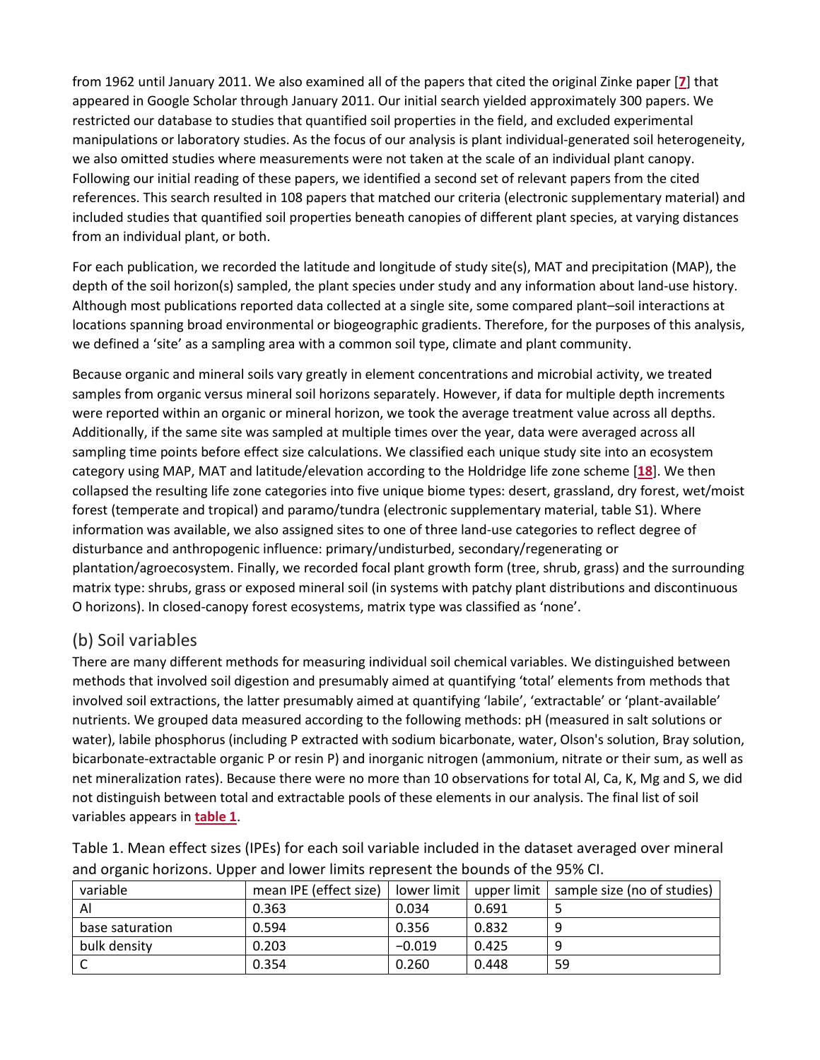from 1962 until January 2011. We also examined all of the papers that cited the original Zinke paper [7] that appeared in Google Scholar through January 2011. Our initial search yielded approximately 300 papers. We restricted our database to studies that quantified soil properties in the field, and excluded experimental manipulations or laboratory studies. As the focus of our analysis is plant individual-generated soil heterogeneity, we also omitted studies where measurements were not taken at the scale of an individual plant canopy. Following our initial reading of these papers, we identified a second set of relevant papers from the cited references. This search resulted in 108 papers that matched our criteria (electronic supplementary material) and included studies that quantified soil properties beneath canopies of different plant species, at varying distances from an individual plant, or both.

For each publication, we recorded the latitude and longitude of study site(s), MAT and precipitation (MAP), the depth of the soil horizon(s) sampled, the plant species under study and any information about land-use history. Although most publications reported data collected at a single site, some compared plant–soil interactions at locations spanning broad environmental or biogeographic gradients. Therefore, for the purposes of this analysis, we defined a 'site' as a sampling area with a common soil type, climate and plant community.

Because organic and mineral soils vary greatly in element concentrations and microbial activity, we treated samples from organic versus mineral soil horizons separately. However, if data for multiple depth increments were reported within an organic or mineral horizon, we took the average treatment value across all depths. Additionally, if the same site was sampled at multiple times over the year, data were averaged across all sampling time points before effect size calculations. We classified each unique study site into an ecosystem category using MAP, MAT and latitude/elevation according to the Holdridge life zone scheme [18]. We then collapsed the resulting life zone categories into five unique biome types: desert, grassland, dry forest, wet/moist forest (temperate and tropical) and paramo/tundra (electronic supplementary material, table S1). Where information was available, we also assigned sites to one of three land-use categories to reflect degree of disturbance and anthropogenic influence: primary/undisturbed, secondary/regenerating or plantation/agroecosystem. Finally, we recorded focal plant growth form (tree, shrub, grass) and the surrounding matrix type: shrubs, grass or exposed mineral soil (in systems with patchy plant distributions and discontinuous O horizons). In closed-canopy forest ecosystems, matrix type was classified as 'none'.

## (b) Soil variables

There are many different methods for measuring individual soil chemical variables. We distinguished between methods that involved soil digestion and presumably aimed at quantifying 'total' elements from methods that involved soil extractions, the latter presumably aimed at quantifying 'labile', 'extractable' or 'plant-available' nutrients. We grouped data measured according to the following methods: pH (measured in salt solutions or water), labile phosphorus (including P extracted with sodium bicarbonate, water, Olson's solution, Bray solution, bicarbonate-extractable organic P or resin P) and inorganic nitrogen (ammonium, nitrate or their sum, as well as net mineralization rates). Because there were no more than 10 observations for total Al, Ca, K, Mg and S, we did not distinguish between total and extractable pools of these elements in our analysis. The final list of soil variables appears in table 1.

Table 1. Mean effect sizes (IPEs) for each soil variable included in the dataset averaged over mineral and organic horizons. Upper and lower limits represent the bounds of the 95% CI.

| variable | mean IPE (effect size) | lower limit | upper limit | sample size (no of studies) |
|---|---|---|---|---|
| Al | 0.363 | 0.034 | 0.691 | 5 |
| base saturation | 0.594 | 0.356 | 0.832 | 9 |
| bulk density | 0.203 | −0.019 | 0.425 | 9 |
| C | 0.354 | 0.260 | 0.448 | 59 |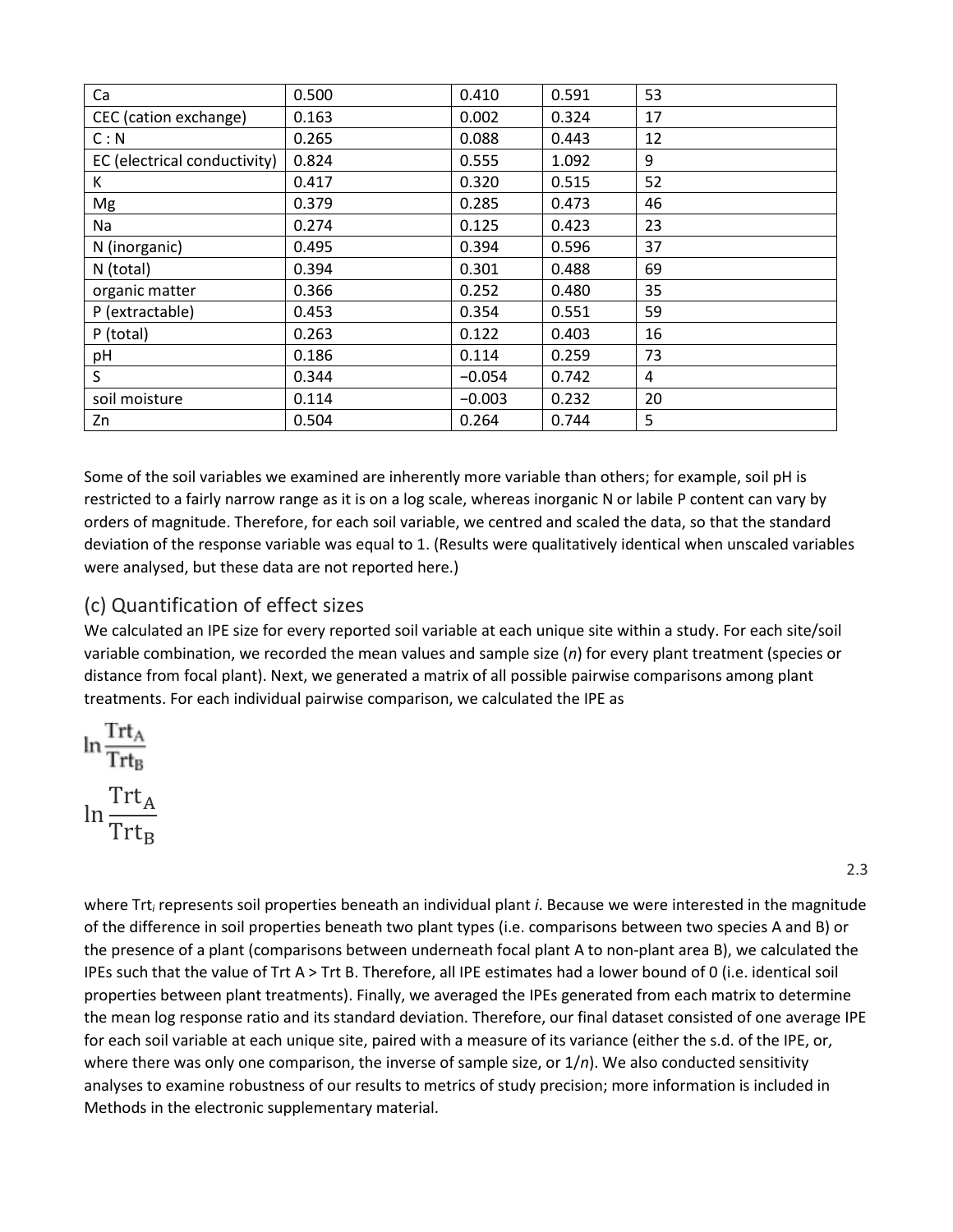| Ca | 0.500 | 0.410 | 0.591 | 53 |
| --- | --- | --- | --- | --- |
| CEC (cation exchange) | 0.163 | 0.002 | 0.324 | 17 |
| C : N | 0.265 | 0.088 | 0.443 | 12 |
| EC (electrical conductivity) | 0.824 | 0.555 | 1.092 | 9 |
| K | 0.417 | 0.320 | 0.515 | 52 |
| Mg | 0.379 | 0.285 | 0.473 | 46 |
| Na | 0.274 | 0.125 | 0.423 | 23 |
| N (inorganic) | 0.495 | 0.394 | 0.596 | 37 |
| N (total) | 0.394 | 0.301 | 0.488 | 69 |
| organic matter | 0.366 | 0.252 | 0.480 | 35 |
| P (extractable) | 0.453 | 0.354 | 0.551 | 59 |
| P (total) | 0.263 | 0.122 | 0.403 | 16 |
| pH | 0.186 | 0.114 | 0.259 | 73 |
| S | 0.344 | −0.054 | 0.742 | 4 |
| soil moisture | 0.114 | −0.003 | 0.232 | 20 |
| Zn | 0.504 | 0.264 | 0.744 | 5 |

Some of the soil variables we examined are inherently more variable than others; for example, soil pH is restricted to a fairly narrow range as it is on a log scale, whereas inorganic N or labile P content can vary by orders of magnitude. Therefore, for each soil variable, we centred and scaled the data, so that the standard deviation of the response variable was equal to 1. (Results were qualitatively identical when unscaled variables were analysed, but these data are not reported here.)

## (c) Quantification of effect sizes

We calculated an IPE size for every reported soil variable at each unique site within a study. For each site/soil variable combination, we recorded the mean values and sample size ($n$) for every plant treatment (species or distance from focal plant). Next, we generated a matrix of all possible pairwise comparisons among plant treatments. For each individual pairwise comparison, we calculated the IPE as

$$\ln \frac{\mathrm{Trt}_A}{\mathrm{Trt}_B} \tag{2.3}$$

where $\mathrm{Trt}_i$ represents soil properties beneath an individual plant $i$. Because we were interested in the magnitude of the difference in soil properties beneath two plant types (i.e. comparisons between two species A and B) or the presence of a plant (comparisons between underneath focal plant A to non-plant area B), we calculated the IPEs such that the value of Trt A > Trt B. Therefore, all IPE estimates had a lower bound of 0 (i.e. identical soil properties between plant treatments). Finally, we averaged the IPEs generated from each matrix to determine the mean log response ratio and its standard deviation. Therefore, our final dataset consisted of one average IPE for each soil variable at each unique site, paired with a measure of its variance (either the s.d. of the IPE, or, where there was only one comparison, the inverse of sample size, or $1/n$). We also conducted sensitivity analyses to examine robustness of our results to metrics of study precision; more information is included in Methods in the electronic supplementary material.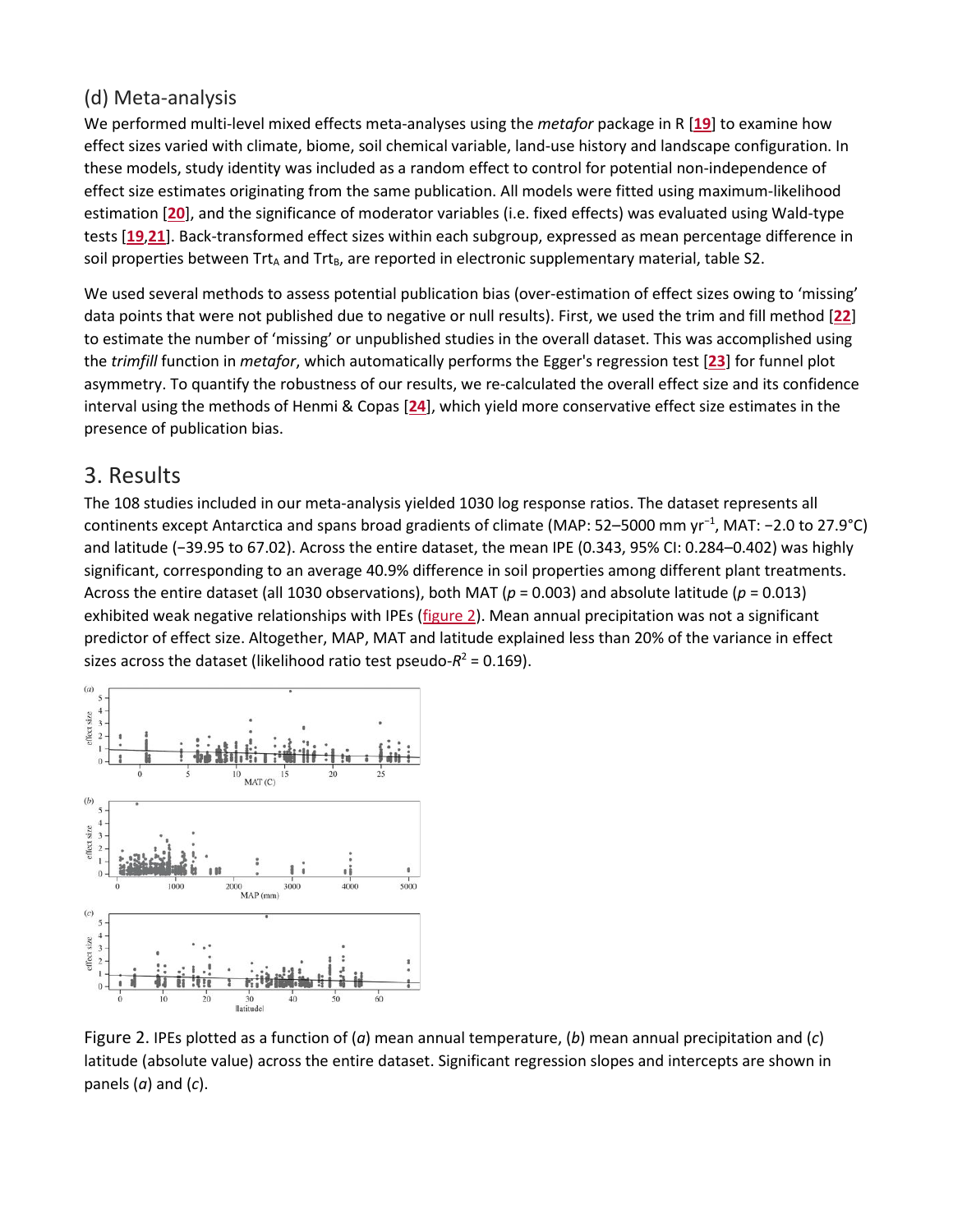### (d) Meta-analysis

We performed multi-level mixed effects meta-analyses using the *metafor* package in R [19] to examine how effect sizes varied with climate, biome, soil chemical variable, land-use history and landscape configuration. In these models, study identity was included as a random effect to control for potential non-independence of effect size estimates originating from the same publication. All models were fitted using maximum-likelihood estimation [20], and the significance of moderator variables (i.e. fixed effects) was evaluated using Wald-type tests [19,21]. Back-transformed effect sizes within each subgroup, expressed as mean percentage difference in soil properties between $Trt_A$ and $Trt_B$, are reported in electronic supplementary material, table S2.

We used several methods to assess potential publication bias (over-estimation of effect sizes owing to 'missing' data points that were not published due to negative or null results). First, we used the trim and fill method [22] to estimate the number of 'missing' or unpublished studies in the overall dataset. This was accomplished using the *trimfill* function in *metafor*, which automatically performs the Egger's regression test [23] for funnel plot asymmetry. To quantify the robustness of our results, we re-calculated the overall effect size and its confidence interval using the methods of Henmi & Copas [24], which yield more conservative effect size estimates in the presence of publication bias.

## 3. Results

The 108 studies included in our meta-analysis yielded 1030 log response ratios. The dataset represents all continents except Antarctica and spans broad gradients of climate (MAP: 52–5000 mm $yr^{-1}$, MAT: −2.0 to 27.9°C) and latitude (−39.95 to 67.02). Across the entire dataset, the mean IPE (0.343, 95% CI: 0.284–0.402) was highly significant, corresponding to an average 40.9% difference in soil properties among different plant treatments. Across the entire dataset (all 1030 observations), both MAT ($p = 0.003$) and absolute latitude ($p = 0.013$) exhibited weak negative relationships with IPEs (figure 2). Mean annual precipitation was not a significant predictor of effect size. Altogether, MAP, MAT and latitude explained less than 20% of the variance in effect sizes across the dataset (likelihood ratio test pseudo-$R^2 = 0.169$).

Figure 2. IPEs plotted as a function of (*a*) mean annual temperature, (*b*) mean annual precipitation and (*c*) latitude (absolute value) across the entire dataset. Significant regression slopes and intercepts are shown in panels (*a*) and (*c*).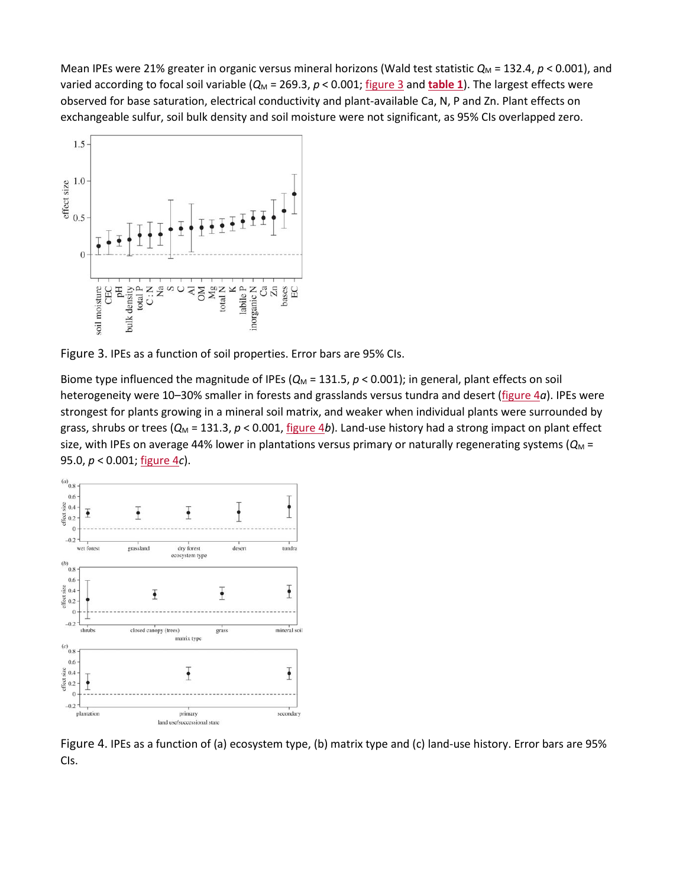Mean IPEs were 21% greater in organic versus mineral horizons (Wald test statistic $Q_M = 132.4$, $p < 0.001$), and varied according to focal soil variable ($Q_M = 269.3$, $p < 0.001$; figure 3 and **table 1**). The largest effects were observed for base saturation, electrical conductivity and plant-available Ca, N, P and Zn. Plant effects on exchangeable sulfur, soil bulk density and soil moisture were not significant, as 95% CIs overlapped zero.

Figure 3. IPEs as a function of soil properties. Error bars are 95% CIs.

Biome type influenced the magnitude of IPEs ($Q_M = 131.5$, $p < 0.001$); in general, plant effects on soil heterogeneity were 10–30% smaller in forests and grasslands versus tundra and desert (figure 4*a*). IPEs were strongest for plants growing in a mineral soil matrix, and weaker when individual plants were surrounded by grass, shrubs or trees ($Q_M = 131.3$, $p < 0.001$, figure 4*b*). Land-use history had a strong impact on plant effect size, with IPEs on average 44% lower in plantations versus primary or naturally regenerating systems ($Q_M = 95.0$, $p < 0.001$; figure 4*c*).

Figure 4. IPEs as a function of (a) ecosystem type, (b) matrix type and (c) land-use history. Error bars are 95% CIs.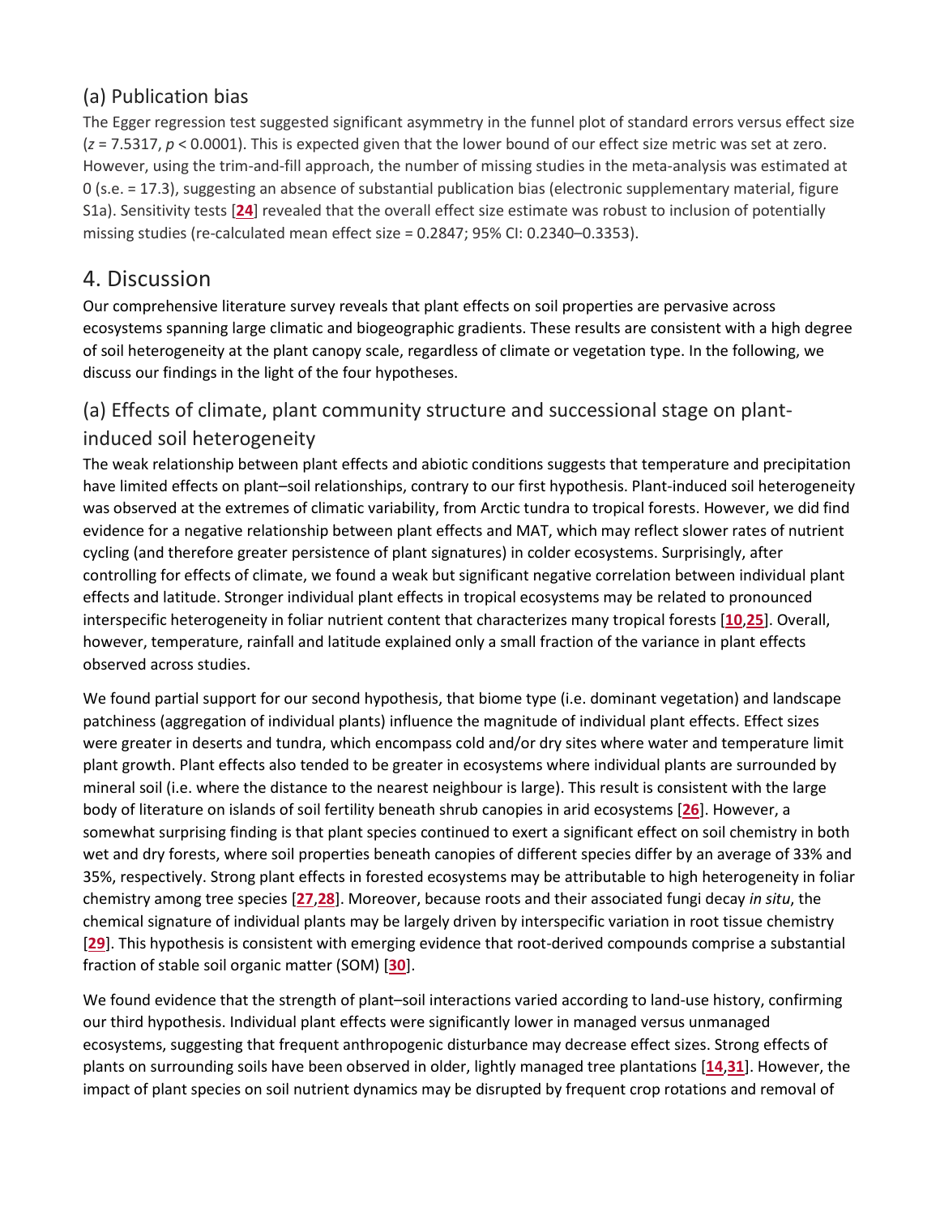### (a) Publication bias

The Egger regression test suggested significant asymmetry in the funnel plot of standard errors versus effect size ($z = 7.5317$, $p < 0.0001$). This is expected given that the lower bound of our effect size metric was set at zero. However, using the trim-and-fill approach, the number of missing studies in the meta-analysis was estimated at 0 (s.e. = 17.3), suggesting an absence of substantial publication bias (electronic supplementary material, figure S1a). Sensitivity tests [24] revealed that the overall effect size estimate was robust to inclusion of potentially missing studies (re-calculated mean effect size = 0.2847; 95% CI: 0.2340–0.3353).

## 4. Discussion

Our comprehensive literature survey reveals that plant effects on soil properties are pervasive across ecosystems spanning large climatic and biogeographic gradients. These results are consistent with a high degree of soil heterogeneity at the plant canopy scale, regardless of climate or vegetation type. In the following, we discuss our findings in the light of the four hypotheses.

### (a) Effects of climate, plant community structure and successional stage on plant-induced soil heterogeneity

The weak relationship between plant effects and abiotic conditions suggests that temperature and precipitation have limited effects on plant–soil relationships, contrary to our first hypothesis. Plant-induced soil heterogeneity was observed at the extremes of climatic variability, from Arctic tundra to tropical forests. However, we did find evidence for a negative relationship between plant effects and MAT, which may reflect slower rates of nutrient cycling (and therefore greater persistence of plant signatures) in colder ecosystems. Surprisingly, after controlling for effects of climate, we found a weak but significant negative correlation between individual plant effects and latitude. Stronger individual plant effects in tropical ecosystems may be related to pronounced interspecific heterogeneity in foliar nutrient content that characterizes many tropical forests [10,25]. Overall, however, temperature, rainfall and latitude explained only a small fraction of the variance in plant effects observed across studies.

We found partial support for our second hypothesis, that biome type (i.e. dominant vegetation) and landscape patchiness (aggregation of individual plants) influence the magnitude of individual plant effects. Effect sizes were greater in deserts and tundra, which encompass cold and/or dry sites where water and temperature limit plant growth. Plant effects also tended to be greater in ecosystems where individual plants are surrounded by mineral soil (i.e. where the distance to the nearest neighbour is large). This result is consistent with the large body of literature on islands of soil fertility beneath shrub canopies in arid ecosystems [26]. However, a somewhat surprising finding is that plant species continued to exert a significant effect on soil chemistry in both wet and dry forests, where soil properties beneath canopies of different species differ by an average of 33% and 35%, respectively. Strong plant effects in forested ecosystems may be attributable to high heterogeneity in foliar chemistry among tree species [27,28]. Moreover, because roots and their associated fungi decay *in situ*, the chemical signature of individual plants may be largely driven by interspecific variation in root tissue chemistry [29]. This hypothesis is consistent with emerging evidence that root-derived compounds comprise a substantial fraction of stable soil organic matter (SOM) [30].

We found evidence that the strength of plant–soil interactions varied according to land-use history, confirming our third hypothesis. Individual plant effects were significantly lower in managed versus unmanaged ecosystems, suggesting that frequent anthropogenic disturbance may decrease effect sizes. Strong effects of plants on surrounding soils have been observed in older, lightly managed tree plantations [14,31]. However, the impact of plant species on soil nutrient dynamics may be disrupted by frequent crop rotations and removal of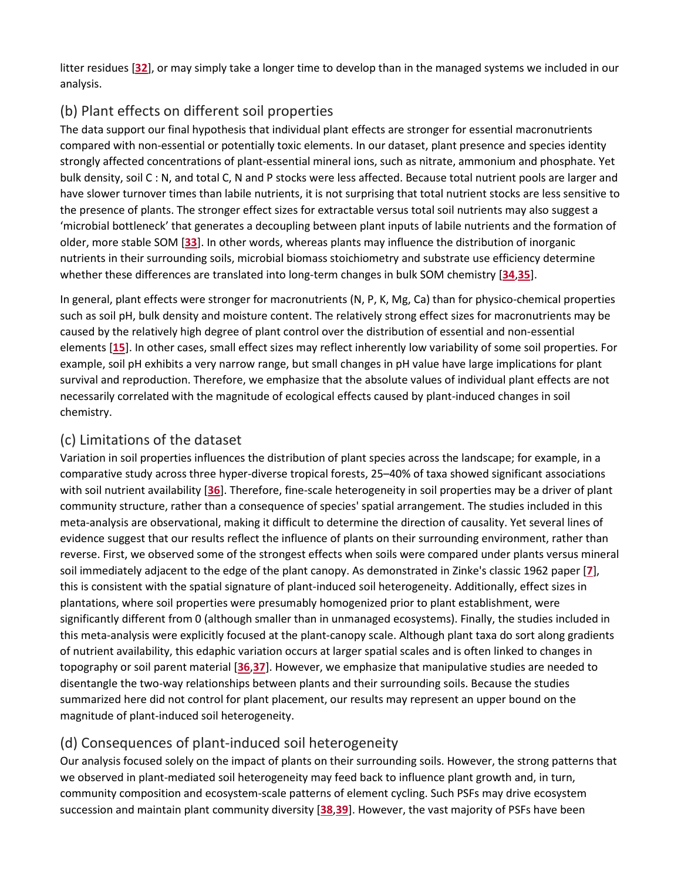litter residues [32], or may simply take a longer time to develop than in the managed systems we included in our analysis.

### (b) Plant effects on different soil properties

The data support our final hypothesis that individual plant effects are stronger for essential macronutrients compared with non-essential or potentially toxic elements. In our dataset, plant presence and species identity strongly affected concentrations of plant-essential mineral ions, such as nitrate, ammonium and phosphate. Yet bulk density, soil C : N, and total C, N and P stocks were less affected. Because total nutrient pools are larger and have slower turnover times than labile nutrients, it is not surprising that total nutrient stocks are less sensitive to the presence of plants. The stronger effect sizes for extractable versus total soil nutrients may also suggest a 'microbial bottleneck' that generates a decoupling between plant inputs of labile nutrients and the formation of older, more stable SOM [33]. In other words, whereas plants may influence the distribution of inorganic nutrients in their surrounding soils, microbial biomass stoichiometry and substrate use efficiency determine whether these differences are translated into long-term changes in bulk SOM chemistry [34,35].

In general, plant effects were stronger for macronutrients (N, P, K, Mg, Ca) than for physico-chemical properties such as soil pH, bulk density and moisture content. The relatively strong effect sizes for macronutrients may be caused by the relatively high degree of plant control over the distribution of essential and non-essential elements [15]. In other cases, small effect sizes may reflect inherently low variability of some soil properties. For example, soil pH exhibits a very narrow range, but small changes in pH value have large implications for plant survival and reproduction. Therefore, we emphasize that the absolute values of individual plant effects are not necessarily correlated with the magnitude of ecological effects caused by plant-induced changes in soil chemistry.

### (c) Limitations of the dataset

Variation in soil properties influences the distribution of plant species across the landscape; for example, in a comparative study across three hyper-diverse tropical forests, 25–40% of taxa showed significant associations with soil nutrient availability [36]. Therefore, fine-scale heterogeneity in soil properties may be a driver of plant community structure, rather than a consequence of species' spatial arrangement. The studies included in this meta-analysis are observational, making it difficult to determine the direction of causality. Yet several lines of evidence suggest that our results reflect the influence of plants on their surrounding environment, rather than reverse. First, we observed some of the strongest effects when soils were compared under plants versus mineral soil immediately adjacent to the edge of the plant canopy. As demonstrated in Zinke's classic 1962 paper [7], this is consistent with the spatial signature of plant-induced soil heterogeneity. Additionally, effect sizes in plantations, where soil properties were presumably homogenized prior to plant establishment, were significantly different from 0 (although smaller than in unmanaged ecosystems). Finally, the studies included in this meta-analysis were explicitly focused at the plant-canopy scale. Although plant taxa do sort along gradients of nutrient availability, this edaphic variation occurs at larger spatial scales and is often linked to changes in topography or soil parent material [36,37]. However, we emphasize that manipulative studies are needed to disentangle the two-way relationships between plants and their surrounding soils. Because the studies summarized here did not control for plant placement, our results may represent an upper bound on the magnitude of plant-induced soil heterogeneity.

### (d) Consequences of plant-induced soil heterogeneity

Our analysis focused solely on the impact of plants on their surrounding soils. However, the strong patterns that we observed in plant-mediated soil heterogeneity may feed back to influence plant growth and, in turn, community composition and ecosystem-scale patterns of element cycling. Such PSFs may drive ecosystem succession and maintain plant community diversity [38,39]. However, the vast majority of PSFs have been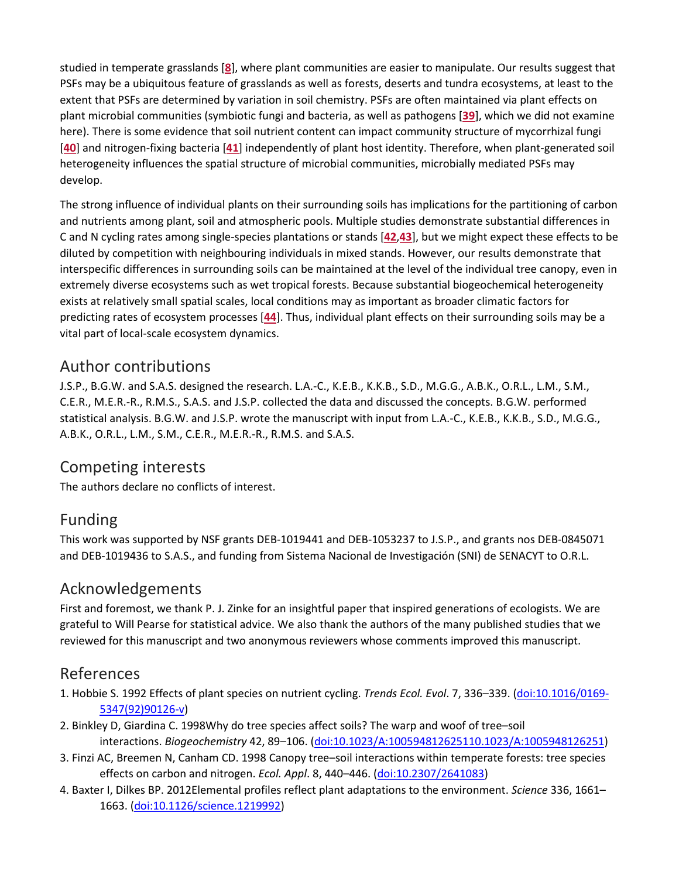studied in temperate grasslands [8], where plant communities are easier to manipulate. Our results suggest that PSFs may be a ubiquitous feature of grasslands as well as forests, deserts and tundra ecosystems, at least to the extent that PSFs are determined by variation in soil chemistry. PSFs are often maintained via plant effects on plant microbial communities (symbiotic fungi and bacteria, as well as pathogens [39], which we did not examine here). There is some evidence that soil nutrient content can impact community structure of mycorrhizal fungi [40] and nitrogen-fixing bacteria [41] independently of plant host identity. Therefore, when plant-generated soil heterogeneity influences the spatial structure of microbial communities, microbially mediated PSFs may develop.

The strong influence of individual plants on their surrounding soils has implications for the partitioning of carbon and nutrients among plant, soil and atmospheric pools. Multiple studies demonstrate substantial differences in C and N cycling rates among single-species plantations or stands [42,43], but we might expect these effects to be diluted by competition with neighbouring individuals in mixed stands. However, our results demonstrate that interspecific differences in surrounding soils can be maintained at the level of the individual tree canopy, even in extremely diverse ecosystems such as wet tropical forests. Because substantial biogeochemical heterogeneity exists at relatively small spatial scales, local conditions may as important as broader climatic factors for predicting rates of ecosystem processes [44]. Thus, individual plant effects on their surrounding soils may be a vital part of local-scale ecosystem dynamics.

## Author contributions

J.S.P., B.G.W. and S.A.S. designed the research. L.A.-C., K.E.B., K.K.B., S.D., M.G.G., A.B.K., O.R.L., L.M., S.M., C.E.R., M.E.R.-R., R.M.S., S.A.S. and J.S.P. collected the data and discussed the concepts. B.G.W. performed statistical analysis. B.G.W. and J.S.P. wrote the manuscript with input from L.A.-C., K.E.B., K.K.B., S.D., M.G.G., A.B.K., O.R.L., L.M., S.M., C.E.R., M.E.R.-R., R.M.S. and S.A.S.

## Competing interests

The authors declare no conflicts of interest.

## Funding

This work was supported by NSF grants DEB-1019441 and DEB-1053237 to J.S.P., and grants nos DEB-0845071 and DEB-1019436 to S.A.S., and funding from Sistema Nacional de Investigación (SNI) de SENACYT to O.R.L.

## Acknowledgements

First and foremost, we thank P. J. Zinke for an insightful paper that inspired generations of ecologists. We are grateful to Will Pearse for statistical advice. We also thank the authors of the many published studies that we reviewed for this manuscript and two anonymous reviewers whose comments improved this manuscript.

## References

1. Hobbie S. 1992 Effects of plant species on nutrient cycling. *Trends Ecol. Evol*. 7, 336–339. (doi:10.1016/0169-5347(92)90126-v)
2. Binkley D, Giardina C. 1998Why do tree species affect soils? The warp and woof of tree–soil interactions. *Biogeochemistry* 42, 89–106. (doi:10.1023/A:100594812625110.1023/A:1005948126251)
3. Finzi AC, Breemen N, Canham CD. 1998 Canopy tree–soil interactions within temperate forests: tree species effects on carbon and nitrogen. *Ecol. Appl*. 8, 440–446. (doi:10.2307/2641083)
4. Baxter I, Dilkes BP. 2012Elemental profiles reflect plant adaptations to the environment. *Science* 336, 1661–1663. (doi:10.1126/science.1219992)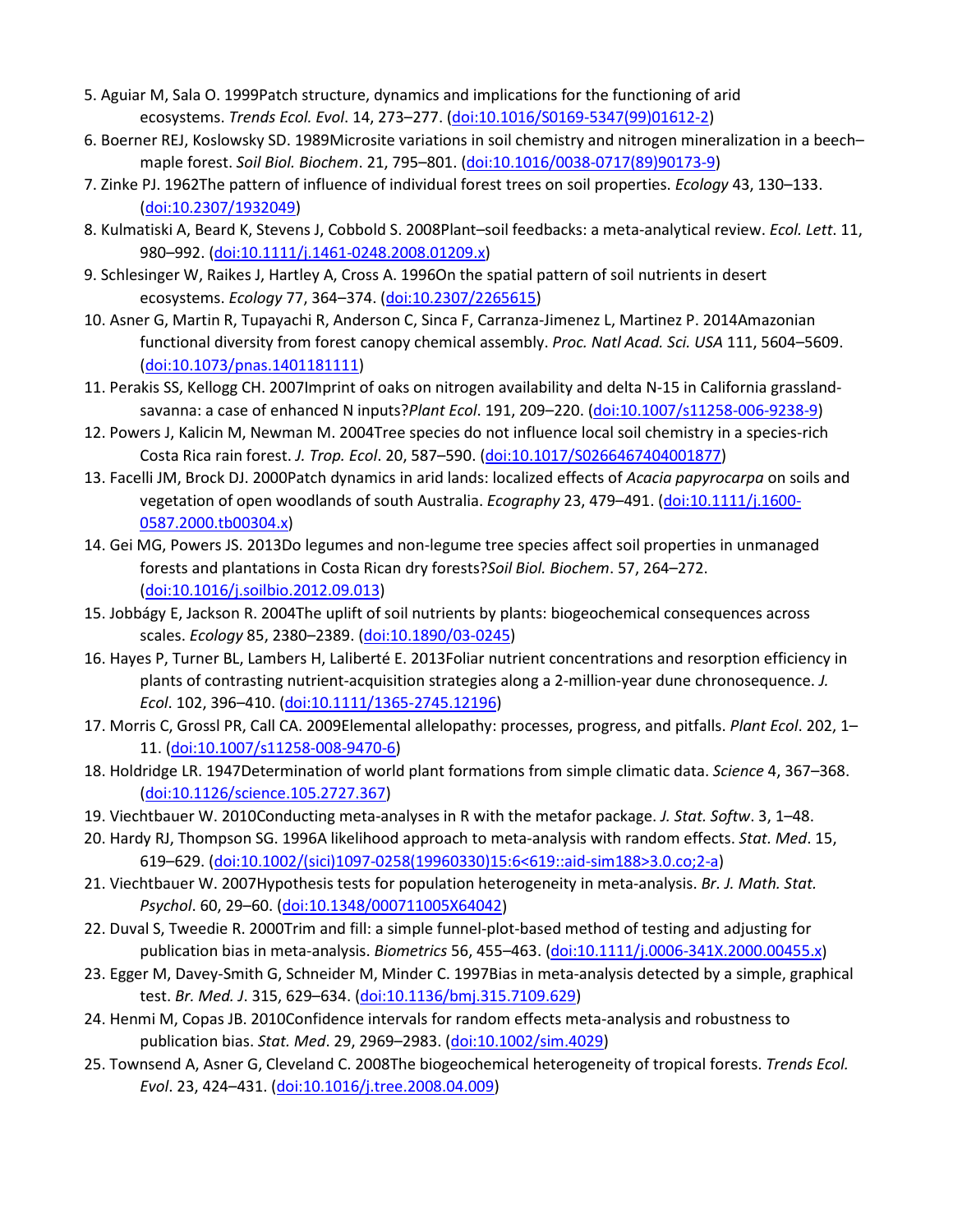5. Aguiar M, Sala O. 1999Patch structure, dynamics and implications for the functioning of arid ecosystems. *Trends Ecol. Evol*. 14, 273–277. (doi:10.1016/S0169-5347(99)01612-2)
6. Boerner REJ, Koslowsky SD. 1989Microsite variations in soil chemistry and nitrogen mineralization in a beech–maple forest. *Soil Biol. Biochem*. 21, 795–801. (doi:10.1016/0038-0717(89)90173-9)
7. Zinke PJ. 1962The pattern of influence of individual forest trees on soil properties. *Ecology* 43, 130–133. (doi:10.2307/1932049)
8. Kulmatiski A, Beard K, Stevens J, Cobbold S. 2008Plant–soil feedbacks: a meta-analytical review. *Ecol. Lett*. 11, 980–992. (doi:10.1111/j.1461-0248.2008.01209.x)
9. Schlesinger W, Raikes J, Hartley A, Cross A. 1996On the spatial pattern of soil nutrients in desert ecosystems. *Ecology* 77, 364–374. (doi:10.2307/2265615)
10. Asner G, Martin R, Tupayachi R, Anderson C, Sinca F, Carranza-Jimenez L, Martinez P. 2014Amazonian functional diversity from forest canopy chemical assembly. *Proc. Natl Acad. Sci. USA* 111, 5604–5609. (doi:10.1073/pnas.1401181111)
11. Perakis SS, Kellogg CH. 2007Imprint of oaks on nitrogen availability and delta N-15 in California grassland-savanna: a case of enhanced N inputs?*Plant Ecol*. 191, 209–220. (doi:10.1007/s11258-006-9238-9)
12. Powers J, Kalicin M, Newman M. 2004Tree species do not influence local soil chemistry in a species-rich Costa Rica rain forest. *J. Trop. Ecol*. 20, 587–590. (doi:10.1017/S0266467404001877)
13. Facelli JM, Brock DJ. 2000Patch dynamics in arid lands: localized effects of *Acacia papyrocarpa* on soils and vegetation of open woodlands of south Australia. *Ecography* 23, 479–491. (doi:10.1111/j.1600-0587.2000.tb00304.x)
14. Gei MG, Powers JS. 2013Do legumes and non-legume tree species affect soil properties in unmanaged forests and plantations in Costa Rican dry forests?*Soil Biol. Biochem*. 57, 264–272. (doi:10.1016/j.soilbio.2012.09.013)
15. Jobbágy E, Jackson R. 2004The uplift of soil nutrients by plants: biogeochemical consequences across scales. *Ecology* 85, 2380–2389. (doi:10.1890/03-0245)
16. Hayes P, Turner BL, Lambers H, Laliberté E. 2013Foliar nutrient concentrations and resorption efficiency in plants of contrasting nutrient-acquisition strategies along a 2-million-year dune chronosequence. *J. Ecol*. 102, 396–410. (doi:10.1111/1365-2745.12196)
17. Morris C, Grossl PR, Call CA. 2009Elemental allelopathy: processes, progress, and pitfalls. *Plant Ecol*. 202, 1–11. (doi:10.1007/s11258-008-9470-6)
18. Holdridge LR. 1947Determination of world plant formations from simple climatic data. *Science* 4, 367–368. (doi:10.1126/science.105.2727.367)
19. Viechtbauer W. 2010Conducting meta-analyses in R with the metafor package. *J. Stat. Softw*. 3, 1–48.
20. Hardy RJ, Thompson SG. 1996A likelihood approach to meta-analysis with random effects. *Stat. Med*. 15, 619–629. (doi:10.1002/(sici)1097-0258(19960330)15:6<619::aid-sim188>3.0.co;2-a)
21. Viechtbauer W. 2007Hypothesis tests for population heterogeneity in meta-analysis. *Br. J. Math. Stat. Psychol*. 60, 29–60. (doi:10.1348/000711005X64042)
22. Duval S, Tweedie R. 2000Trim and fill: a simple funnel-plot-based method of testing and adjusting for publication bias in meta-analysis. *Biometrics* 56, 455–463. (doi:10.1111/j.0006-341X.2000.00455.x)
23. Egger M, Davey-Smith G, Schneider M, Minder C. 1997Bias in meta-analysis detected by a simple, graphical test. *Br. Med. J*. 315, 629–634. (doi:10.1136/bmj.315.7109.629)
24. Henmi M, Copas JB. 2010Confidence intervals for random effects meta-analysis and robustness to publication bias. *Stat. Med*. 29, 2969–2983. (doi:10.1002/sim.4029)
25. Townsend A, Asner G, Cleveland C. 2008The biogeochemical heterogeneity of tropical forests. *Trends Ecol. Evol*. 23, 424–431. (doi:10.1016/j.tree.2008.04.009)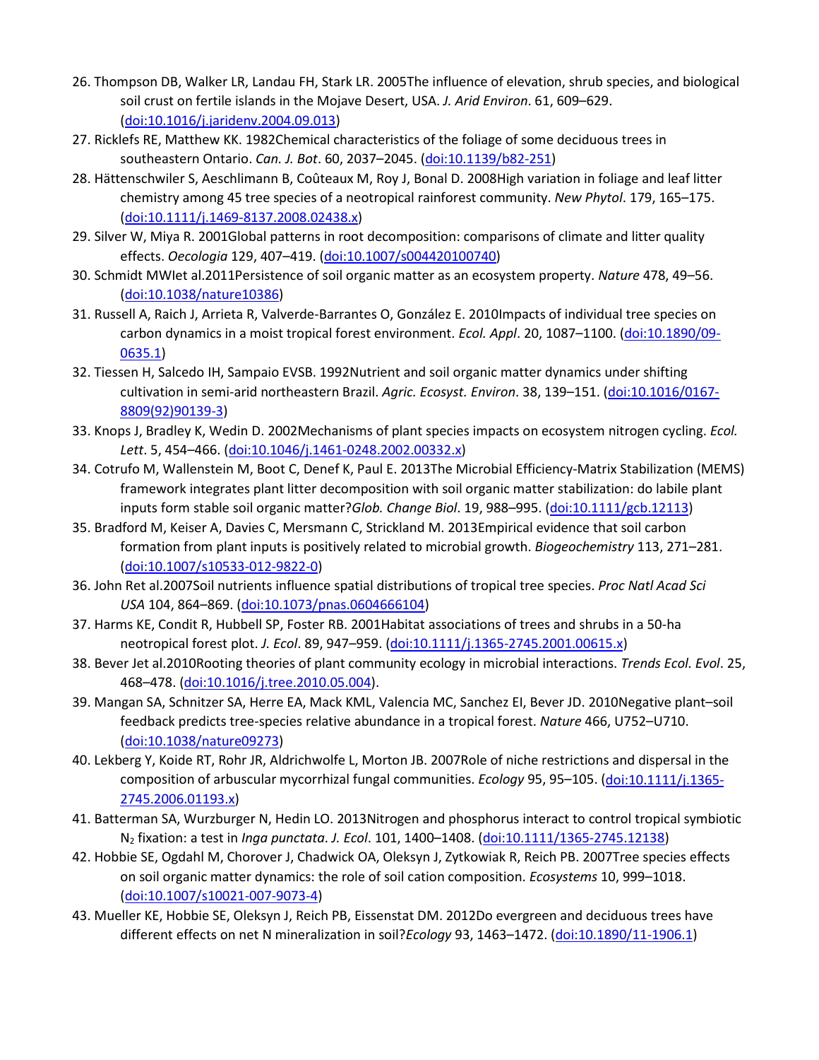26. Thompson DB, Walker LR, Landau FH, Stark LR. 2005The influence of elevation, shrub species, and biological soil crust on fertile islands in the Mojave Desert, USA. *J. Arid Environ*. 61, 609–629. (doi:10.1016/j.jaridenv.2004.09.013)
27. Ricklefs RE, Matthew KK. 1982Chemical characteristics of the foliage of some deciduous trees in southeastern Ontario. *Can. J. Bot*. 60, 2037–2045. (doi:10.1139/b82-251)
28. Hättenschwiler S, Aeschlimann B, Coûteaux M, Roy J, Bonal D. 2008High variation in foliage and leaf litter chemistry among 45 tree species of a neotropical rainforest community. *New Phytol*. 179, 165–175. (doi:10.1111/j.1469-8137.2008.02438.x)
29. Silver W, Miya R. 2001Global patterns in root decomposition: comparisons of climate and litter quality effects. *Oecologia* 129, 407–419. (doi:10.1007/s004420100740)
30. Schmidt MWIet al.2011Persistence of soil organic matter as an ecosystem property. *Nature* 478, 49–56. (doi:10.1038/nature10386)
31. Russell A, Raich J, Arrieta R, Valverde-Barrantes O, González E. 2010Impacts of individual tree species on carbon dynamics in a moist tropical forest environment. *Ecol. Appl*. 20, 1087–1100. (doi:10.1890/09-0635.1)
32. Tiessen H, Salcedo IH, Sampaio EVSB. 1992Nutrient and soil organic matter dynamics under shifting cultivation in semi-arid northeastern Brazil. *Agric. Ecosyst. Environ*. 38, 139–151. (doi:10.1016/0167-8809(92)90139-3)
33. Knops J, Bradley K, Wedin D. 2002Mechanisms of plant species impacts on ecosystem nitrogen cycling. *Ecol. Lett*. 5, 454–466. (doi:10.1046/j.1461-0248.2002.00332.x)
34. Cotrufo M, Wallenstein M, Boot C, Denef K, Paul E. 2013The Microbial Efficiency-Matrix Stabilization (MEMS) framework integrates plant litter decomposition with soil organic matter stabilization: do labile plant inputs form stable soil organic matter?*Glob. Change Biol*. 19, 988–995. (doi:10.1111/gcb.12113)
35. Bradford M, Keiser A, Davies C, Mersmann C, Strickland M. 2013Empirical evidence that soil carbon formation from plant inputs is positively related to microbial growth. *Biogeochemistry* 113, 271–281. (doi:10.1007/s10533-012-9822-0)
36. John Ret al.2007Soil nutrients influence spatial distributions of tropical tree species. *Proc Natl Acad Sci USA* 104, 864–869. (doi:10.1073/pnas.0604666104)
37. Harms KE, Condit R, Hubbell SP, Foster RB. 2001Habitat associations of trees and shrubs in a 50-ha neotropical forest plot. *J. Ecol*. 89, 947–959. (doi:10.1111/j.1365-2745.2001.00615.x)
38. Bever Jet al.2010Rooting theories of plant community ecology in microbial interactions. *Trends Ecol. Evol*. 25, 468–478. (doi:10.1016/j.tree.2010.05.004).
39. Mangan SA, Schnitzer SA, Herre EA, Mack KML, Valencia MC, Sanchez EI, Bever JD. 2010Negative plant–soil feedback predicts tree-species relative abundance in a tropical forest. *Nature* 466, U752–U710. (doi:10.1038/nature09273)
40. Lekberg Y, Koide RT, Rohr JR, Aldrichwolfe L, Morton JB. 2007Role of niche restrictions and dispersal in the composition of arbuscular mycorrhizal fungal communities. *Ecology* 95, 95–105. (doi:10.1111/j.1365-2745.2006.01193.x)
41. Batterman SA, Wurzburger N, Hedin LO. 2013Nitrogen and phosphorus interact to control tropical symbiotic $N_2$ fixation: a test in *Inga punctata*. *J. Ecol*. 101, 1400–1408. (doi:10.1111/1365-2745.12138)
42. Hobbie SE, Ogdahl M, Chorover J, Chadwick OA, Oleksyn J, Zytkowiak R, Reich PB. 2007Tree species effects on soil organic matter dynamics: the role of soil cation composition. *Ecosystems* 10, 999–1018. (doi:10.1007/s10021-007-9073-4)
43. Mueller KE, Hobbie SE, Oleksyn J, Reich PB, Eissenstat DM. 2012Do evergreen and deciduous trees have different effects on net N mineralization in soil?*Ecology* 93, 1463–1472. (doi:10.1890/11-1906.1)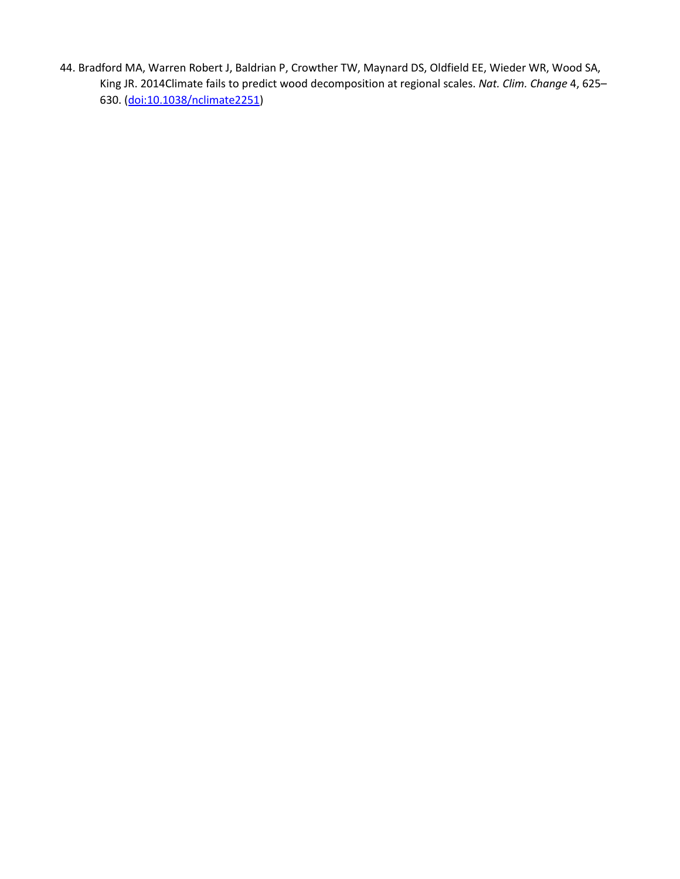44. Bradford MA, Warren Robert J, Baldrian P, Crowther TW, Maynard DS, Oldfield EE, Wieder WR, Wood SA, King JR. 2014Climate fails to predict wood decomposition at regional scales. *Nat. Clim. Change* 4, 625–630. (doi:10.1038/nclimate2251)